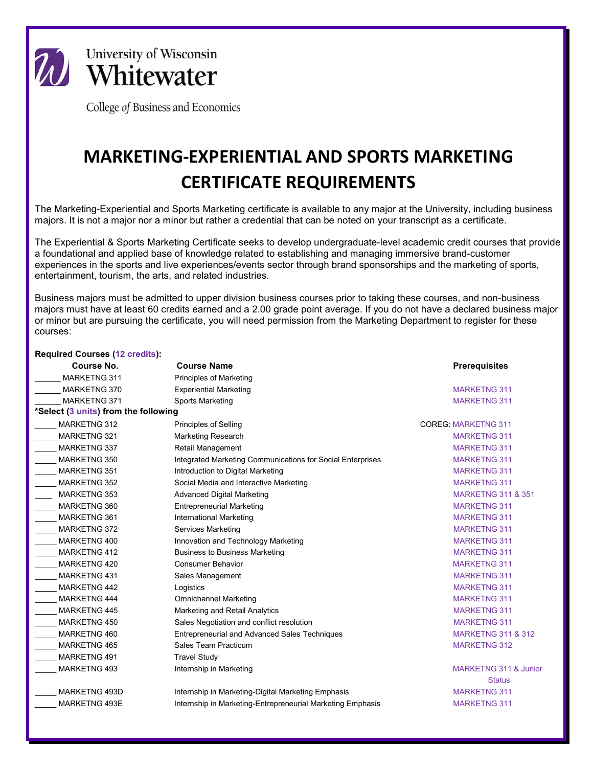University of Wisconsin
Whitewater

College of Business and Economics

# MARKETING-EXPERIENTIAL AND SPORTS MARKETING CERTIFICATE REQUIREMENTS

The Marketing-Experiential and Sports Marketing certificate is available to any major at the University, including business majors. It is not a major nor a minor but rather a credential that can be noted on your transcript as a certificate.

The Experiential & Sports Marketing Certificate seeks to develop undergraduate-level academic credit courses that provide a foundational and applied base of knowledge related to establishing and managing immersive brand-customer experiences in the sports and live experiences/events sector through brand sponsorships and the marketing of sports, entertainment, tourism, the arts, and related industries.

Business majors must be admitted to upper division business courses prior to taking these courses, and non-business majors must have at least 60 credits earned and a 2.00 grade point average. If you do not have a declared business major or minor but are pursuing the certificate, you will need permission from the Marketing Department to register for these courses:

**Required Courses (12 credits):**

| Course No. | Course Name | Prerequisites |
|---|---|---|
| ______ MARKETNG 311 | Principles of Marketing | |
| ______ MARKETNG 370 | Experiential Marketing | MARKETNG 311 |
| ______ MARKETNG 371 | Sports Marketing | MARKETNG 311 |
| **\*Select (3 units) from the following** | | |
| _____ MARKETNG 312 | Principles of Selling | COREG: MARKETNG 311 |
| _____ MARKETNG 321 | Marketing Research | MARKETNG 311 |
| _____ MARKETNG 337 | Retail Management | MARKETNG 311 |
| _____ MARKETNG 350 | Integrated Marketing Communications for Social Enterprises | MARKETNG 311 |
| _____ MARKETNG 351 | Introduction to Digital Marketing | MARKETNG 311 |
| _____ MARKETNG 352 | Social Media and Interactive Marketing | MARKETNG 311 |
| ____ MARKETNG 353 | Advanced Digital Marketing | MARKETNG 311 & 351 |
| _____ MARKETNG 360 | Entrepreneurial Marketing | MARKETNG 311 |
| _____ MARKETNG 361 | International Marketing | MARKETNG 311 |
| _____ MARKETNG 372 | Services Marketing | MARKETNG 311 |
| _____ MARKETNG 400 | Innovation and Technology Marketing | MARKETNG 311 |
| _____ MARKETNG 412 | Business to Business Marketing | MARKETNG 311 |
| _____ MARKETNG 420 | Consumer Behavior | MARKETNG 311 |
| _____ MARKETNG 431 | Sales Management | MARKETNG 311 |
| _____ MARKETNG 442 | Logistics | MARKETNG 311 |
| _____ MARKETNG 444 | Omnichannel Marketing | MARKETNG 311 |
| _____ MARKETNG 445 | Marketing and Retail Analytics | MARKETNG 311 |
| _____ MARKETNG 450 | Sales Negotiation and conflict resolution | MARKETNG 311 |
| _____ MARKETNG 460 | Entrepreneurial and Advanced Sales Techniques | MARKETNG 311 & 312 |
| _____ MARKETNG 465 | Sales Team Practicum | MARKETNG 312 |
| _____ MARKETNG 491 | Travel Study | |
| _____ MARKETNG 493 | Internship in Marketing | MARKETNG 311 & Junior Status |
| _____ MARKETNG 493D | Internship in Marketing-Digital Marketing Emphasis | MARKETNG 311 |
| _____ MARKETNG 493E | Internship in Marketing-Entrepreneurial Marketing Emphasis | MARKETNG 311 |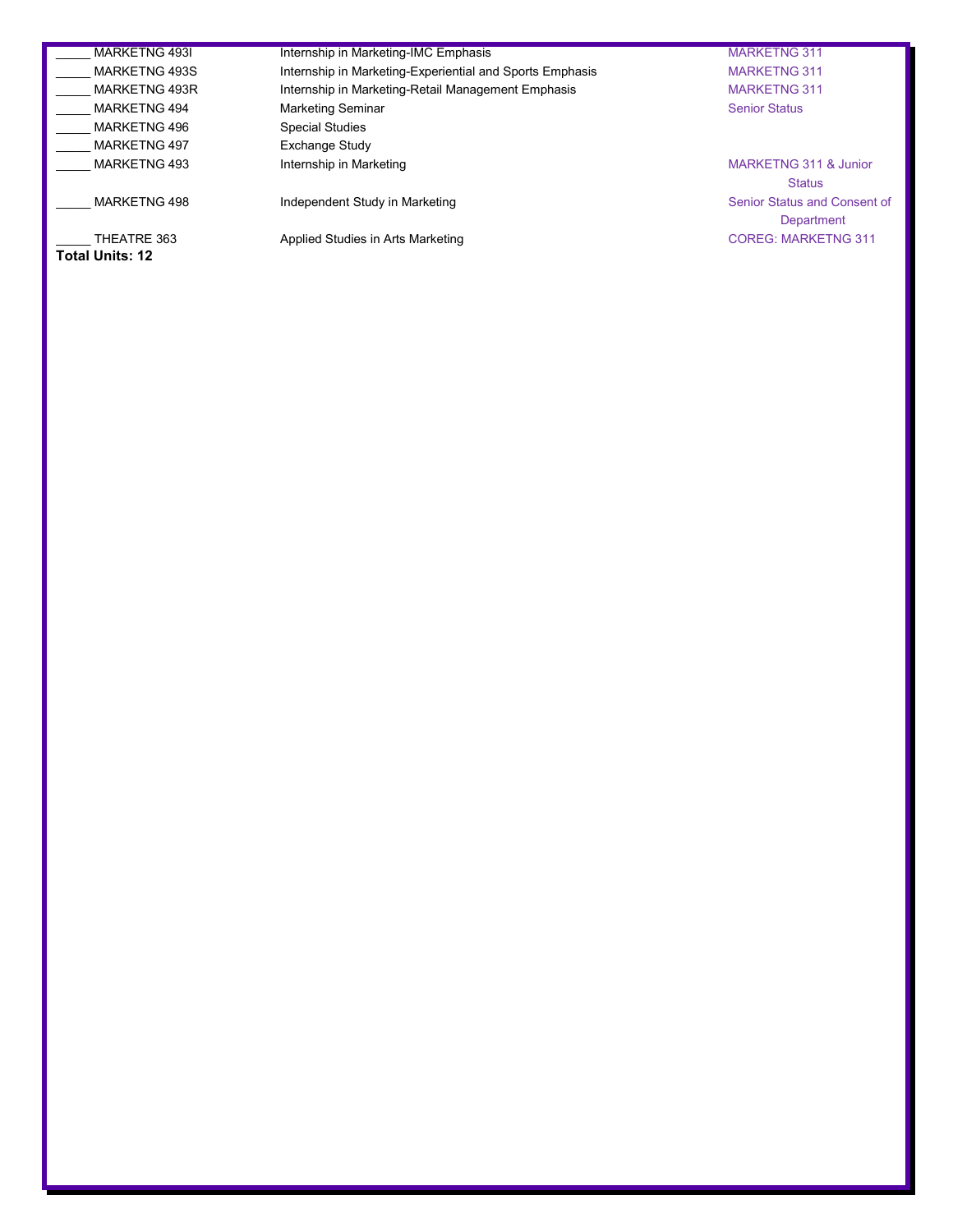| | | |
|---|---|---|
| _____ MARKETNG 493I | Internship in Marketing-IMC Emphasis | MARKETNG 311 |
| _____ MARKETNG 493S | Internship in Marketing-Experiential and Sports Emphasis | MARKETNG 311 |
| _____ MARKETNG 493R | Internship in Marketing-Retail Management Emphasis | MARKETNG 311 |
| _____ MARKETNG 494 | Marketing Seminar | Senior Status |
| _____ MARKETNG 496 | Special Studies | |
| _____ MARKETNG 497 | Exchange Study | |
| _____ MARKETNG 493 | Internship in Marketing | MARKETNG 311 & Junior Status |
| _____ MARKETNG 498 | Independent Study in Marketing | Senior Status and Consent of Department |
| _____ THEATRE 363 | Applied Studies in Arts Marketing | COREG: MARKETNG 311 |

**Total Units: 12**